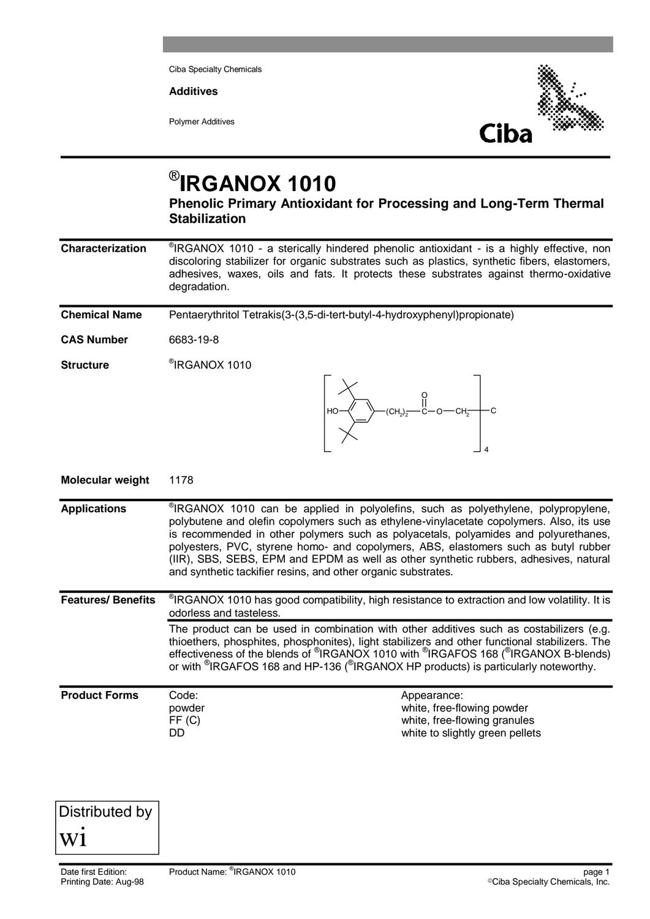Ciba Specialty Chemicals

**Additives**

Polymer Additives

# ®IRGANOX 1010

## Phenolic Primary Antioxidant for Processing and Long-Term Thermal Stabilization

**Characterization**

®IRGANOX 1010 - a sterically hindered phenolic antioxidant - is a highly effective, non discoloring stabilizer for organic substrates such as plastics, synthetic fibers, elastomers, adhesives, waxes, oils and fats. It protects these substrates against thermo-oxidative degradation.

**Chemical Name**

Pentaerythritol Tetrakis(3-(3,5-di-tert-butyl-4-hydroxyphenyl)propionate)

**CAS Number**

6683-19-8

**Structure**

®IRGANOX 1010

$$\left[ HO-C_6H_2(C(CH_3)_3)_2-(CH_2)_2-C(=O)-O-CH_2 \right]_4 C$$

**Molecular weight**

1178

**Applications**

®IRGANOX 1010 can be applied in polyolefins, such as polyethylene, polypropylene, polybutene and olefin copolymers such as ethylene-vinylacetate copolymers. Also, its use is recommended in other polymers such as polyacetals, polyamides and polyurethanes, polyesters, PVC, styrene homo- and copolymers, ABS, elastomers such as butyl rubber (IIR), SBS, SEBS, EPM and EPDM as well as other synthetic rubbers, adhesives, natural and synthetic tackifier resins, and other organic substrates.

**Features/ Benefits**

®IRGANOX 1010 has good compatibility, high resistance to extraction and low volatility. It is odorless and tasteless.

The product can be used in combination with other additives such as costabilizers (e.g. thioethers, phosphites, phosphonites), light stabilizers and other functional stabilizers. The effectiveness of the blends of ®IRGANOX 1010 with ®IRGAFOS 168 (®IRGANOX B-blends) or with ®IRGAFOS 168 and HP-136 (®IRGANOX HP products) is particularly noteworthy.

**Product Forms**

| Code: | Appearance: |
|---|---|
| powder | white, free-flowing powder |
| FF (C) | white, free-flowing granules |
| DD | white to slightly green pellets |

Distributed by
wi

Date first Edition:
Printing Date: Aug-98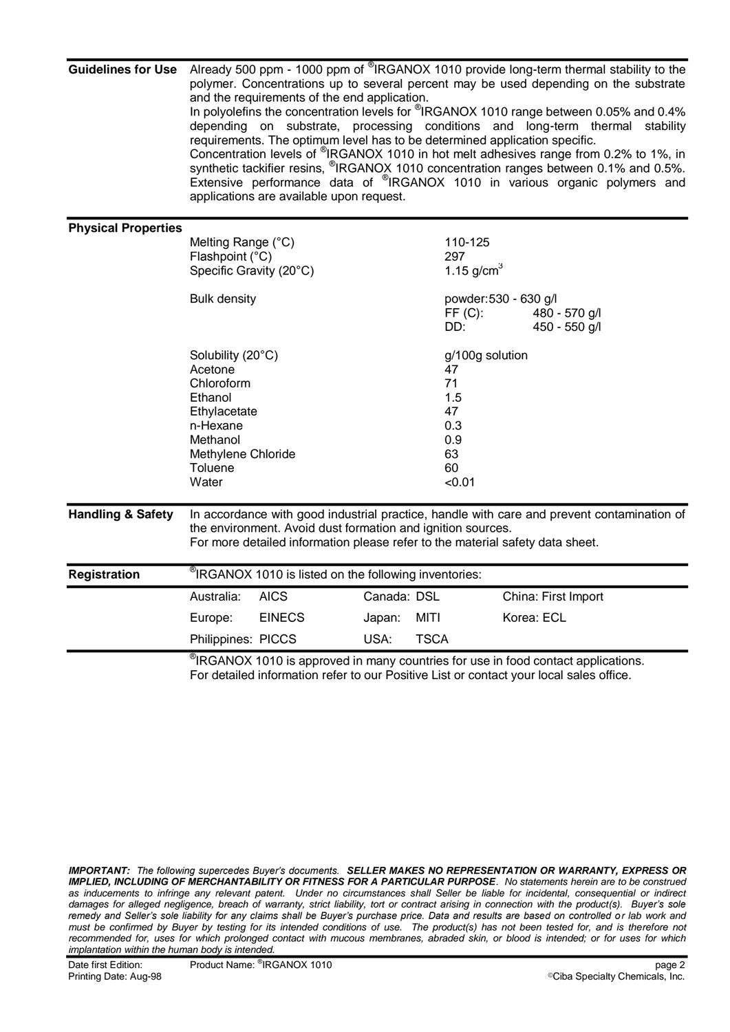## Guidelines for Use

Already 500 ppm - 1000 ppm of ®IRGANOX 1010 provide long-term thermal stability to the polymer. Concentrations up to several percent may be used depending on the substrate and the requirements of the end application.
In polyolefins the concentration levels for ®IRGANOX 1010 range between 0.05% and 0.4% depending on substrate, processing conditions and long-term thermal stability requirements. The optimum level has to be determined application specific.
Concentration levels of ®IRGANOX 1010 in hot melt adhesives range from 0.2% to 1%, in synthetic tackifier resins, ®IRGANOX 1010 concentration ranges between 0.1% and 0.5%.
Extensive performance data of ®IRGANOX 1010 in various organic polymers and applications are available upon request.

## Physical Properties

| | | |
|---|---|---|
| Melting Range (°C) | 110-125 | |
| Flashpoint (°C) | 297 | |
| Specific Gravity (20°C) | 1.15 g/cm$^3$ | |
| Bulk density | powder: | 530 - 630 g/l |
| | FF (C): | 480 - 570 g/l |
| | DD: | 450 - 550 g/l |
| Solubility (20°C) | g/100g solution | |
| Acetone | 47 | |
| Chloroform | 71 | |
| Ethanol | 1.5 | |
| Ethylacetate | 47 | |
| n-Hexane | 0.3 | |
| Methanol | 0.9 | |
| Methylene Chloride | 63 | |
| Toluene | 60 | |
| Water | <0.01 | |

## Handling & Safety

In accordance with good industrial practice, handle with care and prevent contamination of the environment. Avoid dust formation and ignition sources.
For more detailed information please refer to the material safety data sheet.

## Registration

®IRGANOX 1010 is listed on the following inventories:

| | | |
|---|---|---|
| Australia: AICS | Canada: DSL | China: First Import |
| Europe: EINECS | Japan: MITI | Korea: ECL |
| Philippines: PICCS | USA: TSCA | |

®IRGANOX 1010 is approved in many countries for use in food contact applications.
For detailed information refer to our Positive List or contact your local sales office.

***IMPORTANT:** The following supercedes Buyer's documents. **SELLER MAKES NO REPRESENTATION OR WARRANTY, EXPRESS OR IMPLIED, INCLUDING OF MERCHANTABILITY OR FITNESS FOR A PARTICULAR PURPOSE**. No statements herein are to be construed as inducements to infringe any relevant patent. Under no circumstances shall Seller be liable for incidental, consequential or indirect damages for alleged negligence, breach of warranty, strict liability, tort or contract arising in connection with the product(s). Buyer's sole remedy and Seller's sole liability for any claims shall be Buyer's purchase price. Data and results are based on controlled or lab work and must be confirmed by Buyer by testing for its intended conditions of use. The product(s) has not been tested for, and is therefore not recommended for, uses for which prolonged contact with mucous membranes, abraded skin, or blood is intended; or for uses for which implantation within the human body is intended.*

Date first Edition: | Product Name: ®IRGANOX 1010
Printing Date: Aug-98 | ©Ciba Specialty Chemicals, Inc.